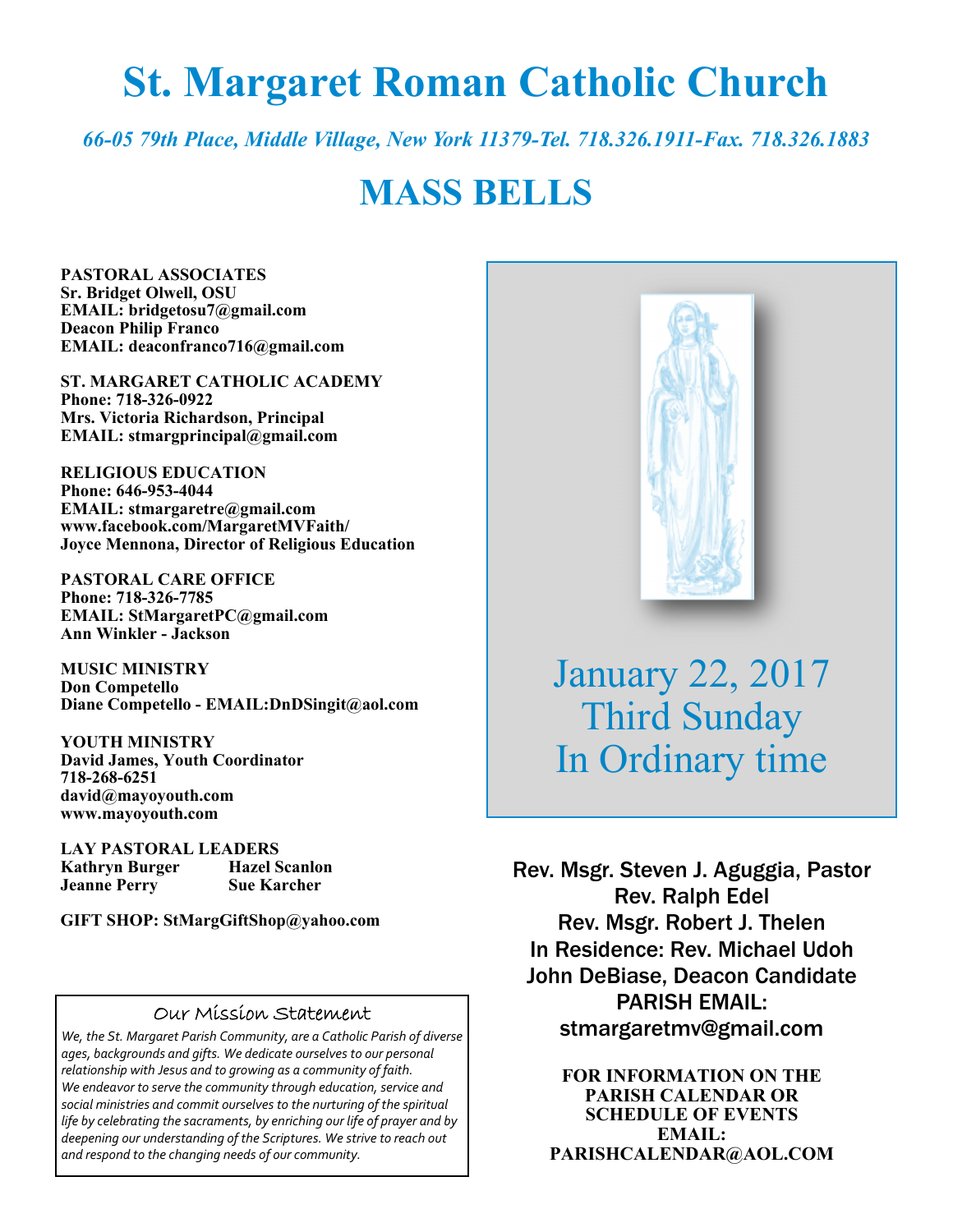# St. Margaret Roman Catholic Church

*66-05 79th Place, Middle Village, New York 11379-Tel. 718.326.1911-Fax. 718.326.1883*

# MASS BELLS

**PASTORAL ASSOCIATES**
**Sr. Bridget Olwell, OSU**
**EMAIL: bridgetosu7@gmail.com**
**Deacon Philip Franco**
**EMAIL: deaconfranco716@gmail.com**

**ST. MARGARET CATHOLIC ACADEMY**
**Phone: 718-326-0922**
**Mrs. Victoria Richardson, Principal**
**EMAIL: stmargprincipal@gmail.com**

**RELIGIOUS EDUCATION**
**Phone: 646-953-4044**
**EMAIL: stmargaretre@gmail.com**
**www.facebook.com/MargaretMVFaith/**
**Joyce Mennona, Director of Religious Education**

**PASTORAL CARE OFFICE**
**Phone: 718-326-7785**
**EMAIL: StMargaretPC@gmail.com**
**Ann Winkler - Jackson**

**MUSIC MINISTRY**
**Don Competello**
**Diane Competello - EMAIL:DnDSingit@aol.com**

**YOUTH MINISTRY**
**David James, Youth Coordinator**
**718-268-6251**
**david@mayoyouth.com**
**www.mayoyouth.com**

**LAY PASTORAL LEADERS**

| | |
|---|---|
| **Kathryn Burger** | **Hazel Scanlon** |
| **Jeanne Perry** | **Sue Karcher** |

**GIFT SHOP: StMargGiftShop@yahoo.com**

## Our Mission Statement

*We, the St. Margaret Parish Community, are a Catholic Parish of diverse ages, backgrounds and gifts. We dedicate ourselves to our personal relationship with Jesus and to growing as a community of faith. We endeavor to serve the community through education, service and social ministries and commit ourselves to the nurturing of the spiritual life by celebrating the sacraments, by enriching our life of prayer and by deepening our understanding of the Scriptures. We strive to reach out and respond to the changing needs of our community.*

## January 22, 2017
## Third Sunday
## In Ordinary time

Rev. Msgr. Steven J. Aguggia, Pastor
Rev. Ralph Edel
Rev. Msgr. Robert J. Thelen
In Residence: Rev. Michael Udoh
John DeBiase, Deacon Candidate
PARISH EMAIL:
stmargaretmv@gmail.com

**FOR INFORMATION ON THE PARISH CALENDAR OR SCHEDULE OF EVENTS EMAIL: PARISHCALENDAR@AOL.COM**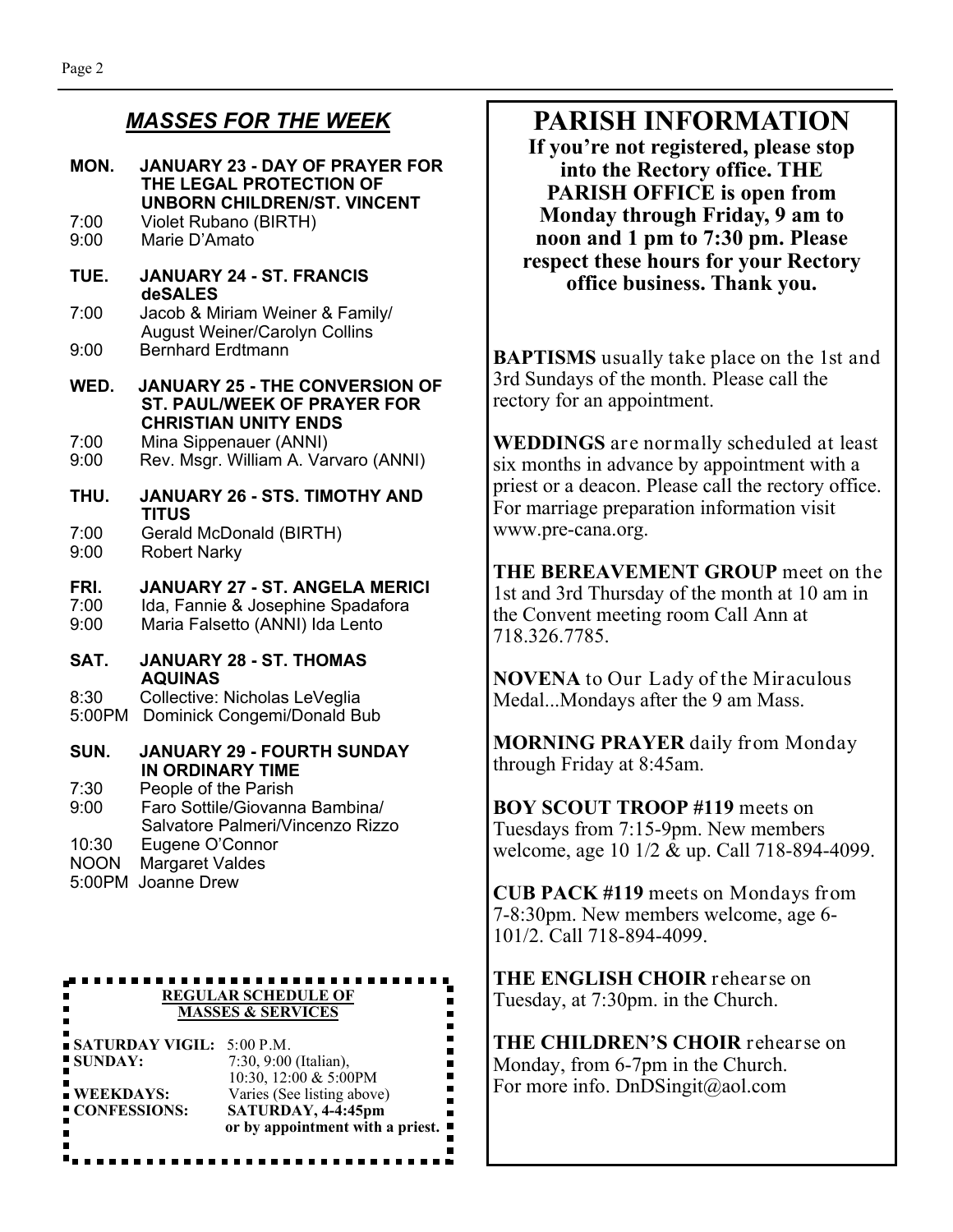## *MASSES FOR THE WEEK*

**MON. JANUARY 23 - DAY OF PRAYER FOR THE LEGAL PROTECTION OF UNBORN CHILDREN/ST. VINCENT**

7:00 Violet Rubano (BIRTH)
9:00 Marie D'Amato

**TUE. JANUARY 24 - ST. FRANCIS deSALES**

7:00 Jacob & Miriam Weiner & Family/ August Weiner/Carolyn Collins
9:00 Bernhard Erdtmann

**WED. JANUARY 25 - THE CONVERSION OF ST. PAUL/WEEK OF PRAYER FOR CHRISTIAN UNITY ENDS**

7:00 Mina Sippenauer (ANNI)
9:00 Rev. Msgr. William A. Varvaro (ANNI)

**THU. JANUARY 26 - STS. TIMOTHY AND TITUS**

7:00 Gerald McDonald (BIRTH)
9:00 Robert Narky

**FRI. JANUARY 27 - ST. ANGELA MERICI**

7:00 Ida, Fannie & Josephine Spadafora
9:00 Maria Falsetto (ANNI) Ida Lento

**SAT. JANUARY 28 - ST. THOMAS AQUINAS**

8:30 Collective: Nicholas LeVeglia
5:00PM Dominick Congemi/Donald Bub

**SUN. JANUARY 29 - FOURTH SUNDAY IN ORDINARY TIME**

7:30 People of the Parish
9:00 Faro Sottile/Giovanna Bambina/ Salvatore Palmeri/Vincenzo Rizzo
10:30 Eugene O'Connor
NOON Margaret Valdes
5:00PM Joanne Drew

**REGULAR SCHEDULE OF MASSES & SERVICES**

| | |
|---|---|
| **SATURDAY VIGIL:** | 5:00 P.M. |
| **SUNDAY:** | 7:30, 9:00 (Italian), 10:30, 12:00 & 5:00PM |
| **WEEKDAYS:** | Varies (See listing above) |
| **CONFESSIONS:** | **SATURDAY, 4-4:45pm or by appointment with a priest.** |

# PARISH INFORMATION

**If you're not registered, please stop into the Rectory office. THE PARISH OFFICE is open from Monday through Friday, 9 am to noon and 1 pm to 7:30 pm. Please respect these hours for your Rectory office business. Thank you.**

**BAPTISMS** usually take place on the 1st and 3rd Sundays of the month. Please call the rectory for an appointment.

**WEDDINGS** are normally scheduled at least six months in advance by appointment with a priest or a deacon. Please call the rectory office. For marriage preparation information visit www.pre-cana.org.

**THE BEREAVEMENT GROUP** meet on the 1st and 3rd Thursday of the month at 10 am in the Convent meeting room Call Ann at 718.326.7785.

**NOVENA** to Our Lady of the Miraculous Medal...Mondays after the 9 am Mass.

**MORNING PRAYER** daily from Monday through Friday at 8:45am.

**BOY SCOUT TROOP #119** meets on Tuesdays from 7:15-9pm. New members welcome, age 10 1/2 & up. Call 718-894-4099.

**CUB PACK #119** meets on Mondays from 7-8:30pm. New members welcome, age 6-101/2. Call 718-894-4099.

**THE ENGLISH CHOIR** rehearse on Tuesday, at 7:30pm. in the Church.

**THE CHILDREN'S CHOIR** rehearse on Monday, from 6-7pm in the Church. For more info. DnDSingit@aol.com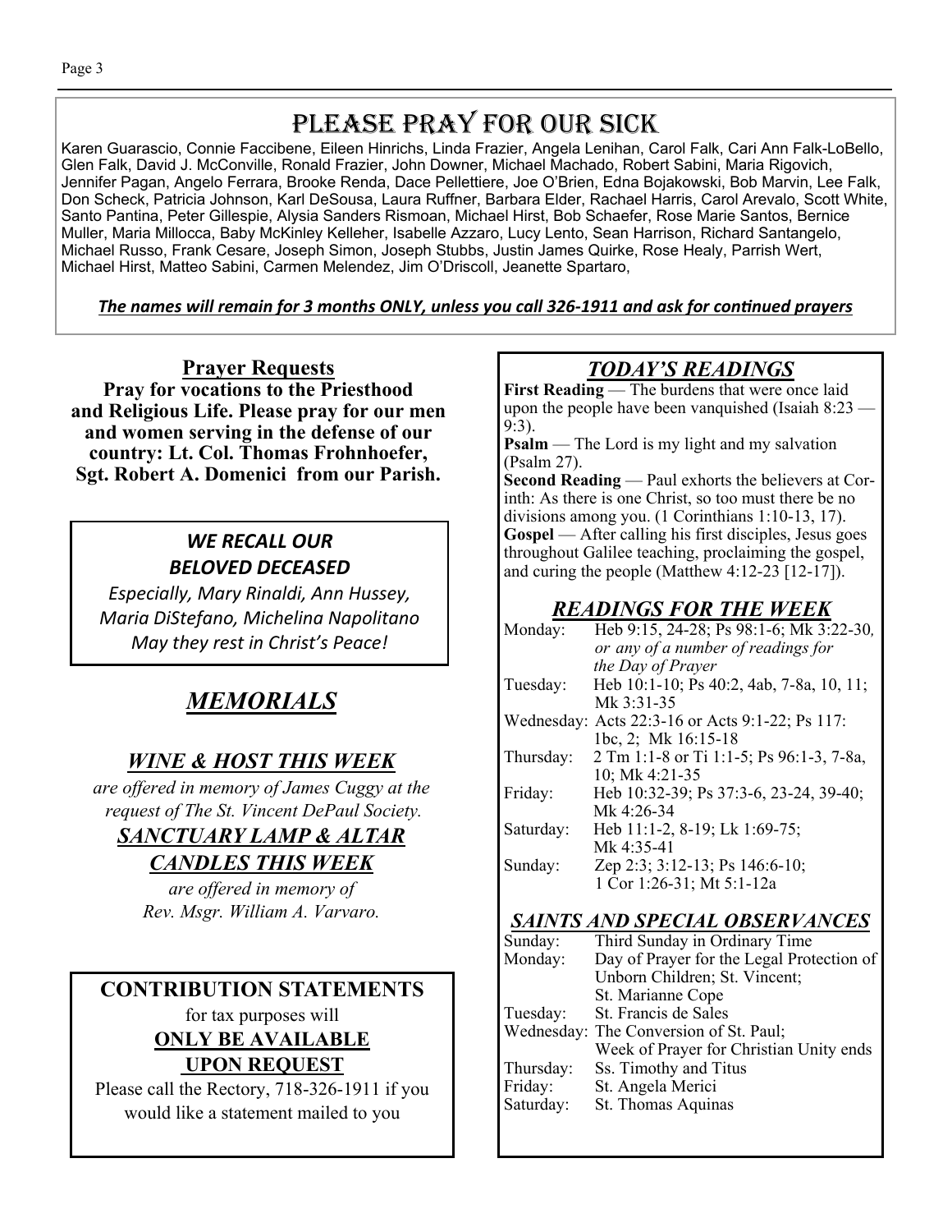# PLEASE PRAY FOR OUR SICK

Karen Guarascio, Connie Faccibene, Eileen Hinrichs, Linda Frazier, Angela Lenihan, Carol Falk, Cari Ann Falk-LoBello, Glen Falk, David J. McConville, Ronald Frazier, John Downer, Michael Machado, Robert Sabini, Maria Rigovich, Jennifer Pagan, Angelo Ferrara, Brooke Renda, Dace Pellettiere, Joe O'Brien, Edna Bojakowski, Bob Marvin, Lee Falk, Don Scheck, Patricia Johnson, Karl DeSousa, Laura Ruffner, Barbara Elder, Rachael Harris, Carol Arevalo, Scott White, Santo Pantina, Peter Gillespie, Alysia Sanders Rismoan, Michael Hirst, Bob Schaefer, Rose Marie Santos, Bernice Muller, Maria Millocca, Baby McKinley Kelleher, Isabelle Azzaro, Lucy Lento, Sean Harrison, Richard Santangelo, Michael Russo, Frank Cesare, Joseph Simon, Joseph Stubbs, Justin James Quirke, Rose Healy, Parrish Wert, Michael Hirst, Matteo Sabini, Carmen Melendez, Jim O'Driscoll, Jeanette Spartaro,

***The names will remain for 3 months ONLY, unless you call 326-1911 and ask for continued prayers***

## Prayer Requests

**Pray for vocations to the Priesthood and Religious Life. Please pray for our men and women serving in the defense of our country: Lt. Col. Thomas Frohnhoefer, Sgt. Robert A. Domenici from our Parish.**

### *WE RECALL OUR BELOVED DECEASED*

*Especially, Mary Rinaldi, Ann Hussey, Maria DiStefano, Michelina Napolitano May they rest in Christ's Peace!*

## *MEMORIALS*

### *WINE & HOST THIS WEEK*

*are offered in memory of James Cuggy at the request of The St. Vincent DePaul Society.*

### *SANCTUARY LAMP & ALTAR CANDLES THIS WEEK*

*are offered in memory of Rev. Msgr. William A. Varvaro.*

### CONTRIBUTION STATEMENTS

for tax purposes will

**ONLY BE AVAILABLE UPON REQUEST**

Please call the Rectory, 718-326-1911 if you would like a statement mailed to you

## *TODAY'S READINGS*

**First Reading** — The burdens that were once laid upon the people have been vanquished (Isaiah 8:23 — 9:3).

**Psalm** — The Lord is my light and my salvation (Psalm 27).

**Second Reading** — Paul exhorts the believers at Corinth: As there is one Christ, so too must there be no divisions among you. (1 Corinthians 1:10-13, 17).

**Gospel** — After calling his first disciples, Jesus goes throughout Galilee teaching, proclaiming the gospel, and curing the people (Matthew 4:12-23 [12-17]).

## *READINGS FOR THE WEEK*

| | |
|---|---|
| Monday: | Heb 9:15, 24-28; Ps 98:1-6; Mk 3:22-30, *or any of a number of readings for the Day of Prayer* |
| Tuesday: | Heb 10:1-10; Ps 40:2, 4ab, 7-8a, 10, 11; Mk 3:31-35 |
| Wednesday: | Acts 22:3-16 or Acts 9:1-22; Ps 117: 1bc, 2; Mk 16:15-18 |
| Thursday: | 2 Tm 1:1-8 or Ti 1:1-5; Ps 96:1-3, 7-8a, 10; Mk 4:21-35 |
| Friday: | Heb 10:32-39; Ps 37:3-6, 23-24, 39-40; Mk 4:26-34 |
| Saturday: | Heb 11:1-2, 8-19; Lk 1:69-75; Mk 4:35-41 |
| Sunday: | Zep 2:3; 3:12-13; Ps 146:6-10; 1 Cor 1:26-31; Mt 5:1-12a |

## *SAINTS AND SPECIAL OBSERVANCES*

| | |
|---|---|
| Sunday: | Third Sunday in Ordinary Time |
| Monday: | Day of Prayer for the Legal Protection of Unborn Children; St. Vincent; St. Marianne Cope |
| Tuesday: | St. Francis de Sales |
| Wednesday: | The Conversion of St. Paul; Week of Prayer for Christian Unity ends |
| Thursday: | Ss. Timothy and Titus |
| Friday: | St. Angela Merici |
| Saturday: | St. Thomas Aquinas |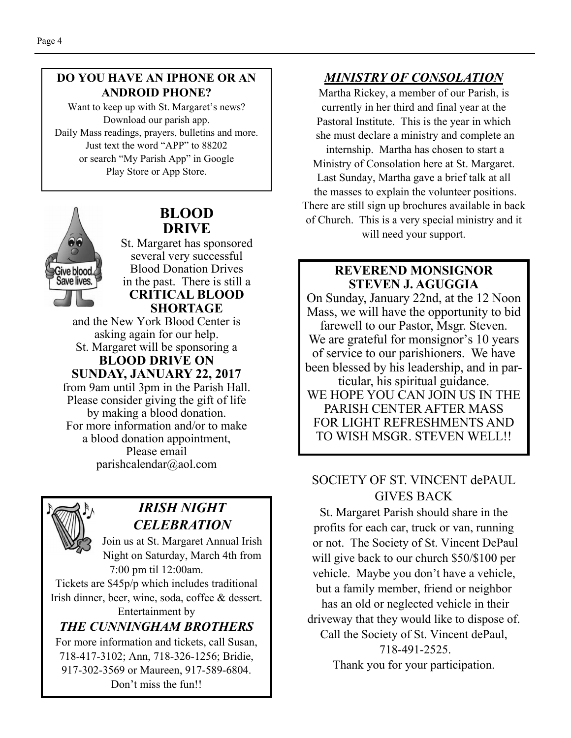**DO YOU HAVE AN IPHONE OR AN ANDROID PHONE?**

Want to keep up with St. Margaret's news?
Download our parish app.
Daily Mass readings, prayers, bulletins and more.
Just text the word "APP" to 88202
or search "My Parish App" in Google
Play Store or App Store.

## BLOOD DRIVE

St. Margaret has sponsored several very successful Blood Donation Drives in the past. There is still a **CRITICAL BLOOD SHORTAGE** and the New York Blood Center is asking again for our help.
St. Margaret will be sponsoring a

**BLOOD DRIVE ON SUNDAY, JANUARY 22, 2017**

from 9am until 3pm in the Parish Hall.
Please consider giving the gift of life by making a blood donation.
For more information and/or to make a blood donation appointment,
Please email
parishcalendar@aol.com

## *IRISH NIGHT CELEBRATION*

Join us at St. Margaret Annual Irish Night on Saturday, March 4th from 7:00 pm til 12:00am.
Tickets are $45p/p which includes traditional Irish dinner, beer, wine, soda, coffee & dessert.
Entertainment by

***THE CUNNINGHAM BROTHERS***

For more information and tickets, call Susan, 718-417-3102; Ann, 718-326-1256; Bridie, 917-302-3569 or Maureen, 917-589-6804.
Don't miss the fun!!

## ***MINISTRY OF CONSOLATION***

Martha Rickey, a member of our Parish, is currently in her third and final year at the Pastoral Institute. This is the year in which she must declare a ministry and complete an internship. Martha has chosen to start a Ministry of Consolation here at St. Margaret. Last Sunday, Martha gave a brief talk at all the masses to explain the volunteer positions. There are still sign up brochures available in back of Church. This is a very special ministry and it will need your support.

**REVEREND MONSIGNOR STEVEN J. AGUGGIA**

On Sunday, January 22nd, at the 12 Noon Mass, we will have the opportunity to bid farewell to our Pastor, Msgr. Steven. We are grateful for monsignor's 10 years of service to our parishioners. We have been blessed by his leadership, and in particular, his spiritual guidance.
WE HOPE YOU CAN JOIN US IN THE PARISH CENTER AFTER MASS FOR LIGHT REFRESHMENTS AND TO WISH MSGR. STEVEN WELL!!

## SOCIETY OF ST. VINCENT dePAUL GIVES BACK

St. Margaret Parish should share in the profits for each car, truck or van, running or not. The Society of St. Vincent DePaul will give back to our church $50/$100 per vehicle. Maybe you don't have a vehicle, but a family member, friend or neighbor has an old or neglected vehicle in their driveway that they would like to dispose of. Call the Society of St. Vincent dePaul, 718-491-2525.
Thank you for your participation.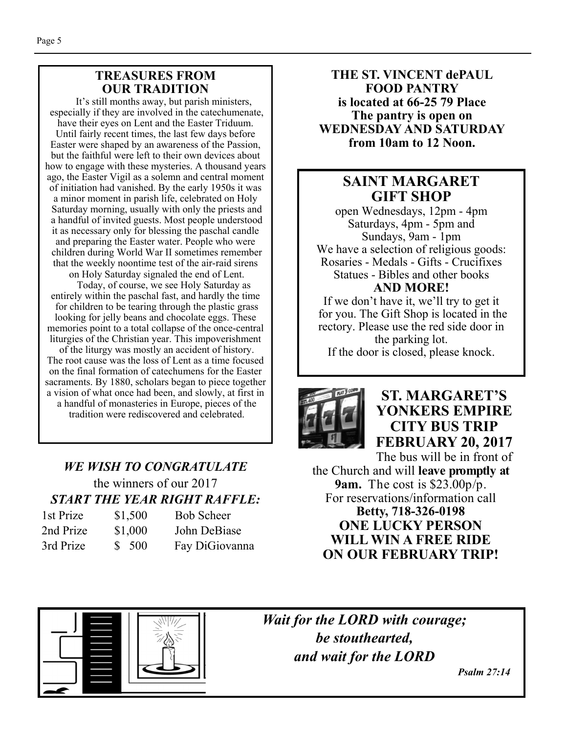## TREASURES FROM OUR TRADITION

It's still months away, but parish ministers, especially if they are involved in the catechumenate, have their eyes on Lent and the Easter Triduum. Until fairly recent times, the last few days before Easter were shaped by an awareness of the Passion, but the faithful were left to their own devices about how to engage with these mysteries. A thousand years ago, the Easter Vigil as a solemn and central moment of initiation had vanished. By the early 1950s it was a minor moment in parish life, celebrated on Holy Saturday morning, usually with only the priests and a handful of invited guests. Most people understood it as necessary only for blessing the paschal candle and preparing the Easter water. People who were children during World War II sometimes remember that the weekly noontime test of the air-raid sirens on Holy Saturday signaled the end of Lent.

Today, of course, we see Holy Saturday as entirely within the paschal fast, and hardly the time for children to be tearing through the plastic grass looking for jelly beans and chocolate eggs. These memories point to a total collapse of the once-central liturgies of the Christian year. This impoverishment of the liturgy was mostly an accident of history. The root cause was the loss of Lent as a time focused on the final formation of catechumens for the Easter sacraments. By 1880, scholars began to piece together a vision of what once had been, and slowly, at first in a handful of monasteries in Europe, pieces of the tradition were rediscovered and celebrated.

***WE WISH TO CONGRATULATE***

the winners of our 2017

***START THE YEAR RIGHT RAFFLE:***

| | | |
|---|---|---|
| 1st Prize | $1,500 | Bob Scheer |
| 2nd Prize | $1,000 | John DeBiase |
| 3rd Prize | $ 500 | Fay DiGiovanna |

**THE ST. VINCENT dePAUL FOOD PANTRY is located at 66-25 79 Place The pantry is open on WEDNESDAY AND SATURDAY from 10am to 12 Noon.**

## SAINT MARGARET GIFT SHOP

open Wednesdays, 12pm - 4pm
Saturdays, 4pm - 5pm and
Sundays, 9am - 1pm

We have a selection of religious goods:
Rosaries - Medals - Gifts - Crucifixes
Statues - Bibles and other books

**AND MORE!**

If we don't have it, we'll try to get it for you. The Gift Shop is located in the rectory. Please use the red side door in the parking lot.
If the door is closed, please knock.

## ST. MARGARET'S YONKERS EMPIRE CITY BUS TRIP FEBRUARY 20, 2017

The bus will be in front of the Church and will **leave promptly at 9am.** The cost is $23.00p/p.
For reservations/information call
**Betty, 718-326-0198**

**ONE LUCKY PERSON WILL WIN A FREE RIDE ON OUR FEBRUARY TRIP!**

***Wait for the LORD with courage; be stouthearted, and wait for the LORD***

***Psalm 27:14***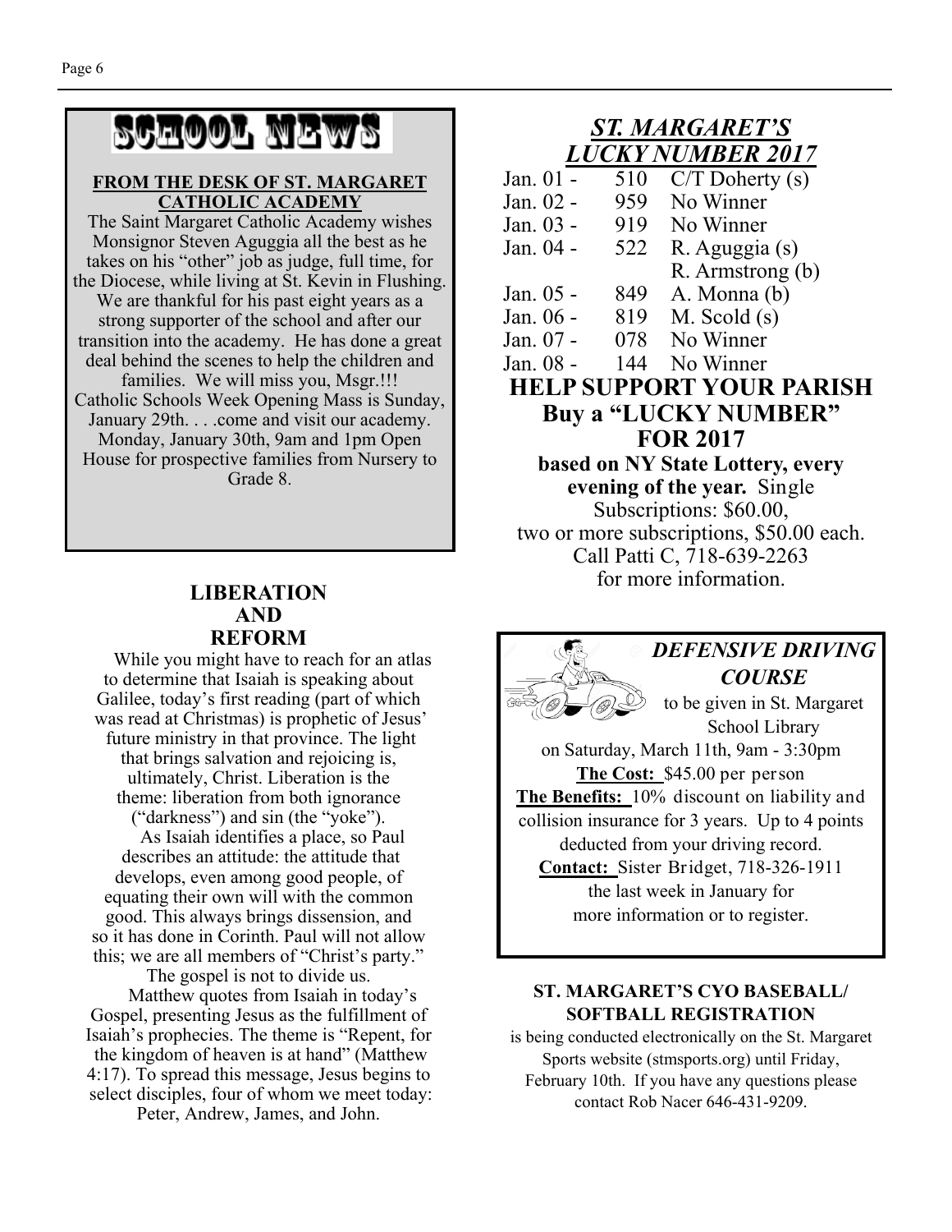# SCHOOL NEWS

**FROM THE DESK OF ST. MARGARET CATHOLIC ACADEMY**

The Saint Margaret Catholic Academy wishes Monsignor Steven Aguggia all the best as he takes on his "other" job as judge, full time, for the Diocese, while living at St. Kevin in Flushing. We are thankful for his past eight years as a strong supporter of the school and after our transition into the academy. He has done a great deal behind the scenes to help the children and families. We will miss you, Msgr.!!! Catholic Schools Week Opening Mass is Sunday, January 29th. . . .come and visit our academy. Monday, January 30th, 9am and 1pm Open House for prospective families from Nursery to Grade 8.

## LIBERATION AND REFORM

While you might have to reach for an atlas to determine that Isaiah is speaking about Galilee, today's first reading (part of which was read at Christmas) is prophetic of Jesus' future ministry in that province. The light that brings salvation and rejoicing is, ultimately, Christ. Liberation is the theme: liberation from both ignorance ("darkness") and sin (the "yoke").

As Isaiah identifies a place, so Paul describes an attitude: the attitude that develops, even among good people, of equating their own will with the common good. This always brings dissension, and so it has done in Corinth. Paul will not allow this; we are all members of "Christ's party." The gospel is not to divide us.

Matthew quotes from Isaiah in today's Gospel, presenting Jesus as the fulfillment of Isaiah's prophecies. The theme is "Repent, for the kingdom of heaven is at hand" (Matthew 4:17). To spread this message, Jesus begins to select disciples, four of whom we meet today: Peter, Andrew, James, and John.

## *ST. MARGARET'S LUCKY NUMBER 2017*

| Date | Number | Winner |
|---|---|---|
| Jan. 01 - | 510 | C/T Doherty (s) |
| Jan. 02 - | 959 | No Winner |
| Jan. 03 - | 919 | No Winner |
| Jan. 04 - | 522 | R. Aguggia (s)<br>R. Armstrong (b) |
| Jan. 05 - | 849 | A. Monna (b) |
| Jan. 06 - | 819 | M. Scold (s) |
| Jan. 07 - | 078 | No Winner |
| Jan. 08 - | 144 | No Winner |

**HELP SUPPORT YOUR PARISH**
**Buy a "LUCKY NUMBER" FOR 2017**

**based on NY State Lottery, every evening of the year.** Single Subscriptions: $60.00, two or more subscriptions, $50.00 each. Call Patti C, 718-639-2263 for more information.

## *DEFENSIVE DRIVING COURSE*

to be given in St. Margaret School Library on Saturday, March 11th, 9am - 3:30pm

**The Cost:** $45.00 per person

**The Benefits:** 10% discount on liability and collision insurance for 3 years. Up to 4 points deducted from your driving record.

**Contact:** Sister Bridget, 718-326-1911 the last week in January for more information or to register.

**ST. MARGARET'S CYO BASEBALL/ SOFTBALL REGISTRATION**

is being conducted electronically on the St. Margaret Sports website (stmsports.org) until Friday, February 10th. If you have any questions please contact Rob Nacer 646-431-9209.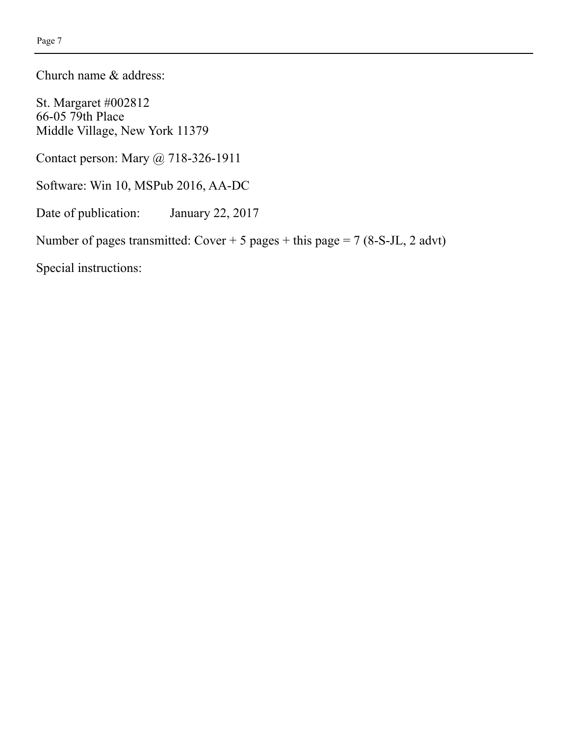Church name & address:

St. Margaret #002812
66-05 79th Place
Middle Village, New York 11379

Contact person: Mary @ 718-326-1911

Software: Win 10, MSPub 2016, AA-DC

Date of publication: January 22, 2017

Number of pages transmitted: Cover + 5 pages + this page = 7 (8-S-JL, 2 advt)

Special instructions: